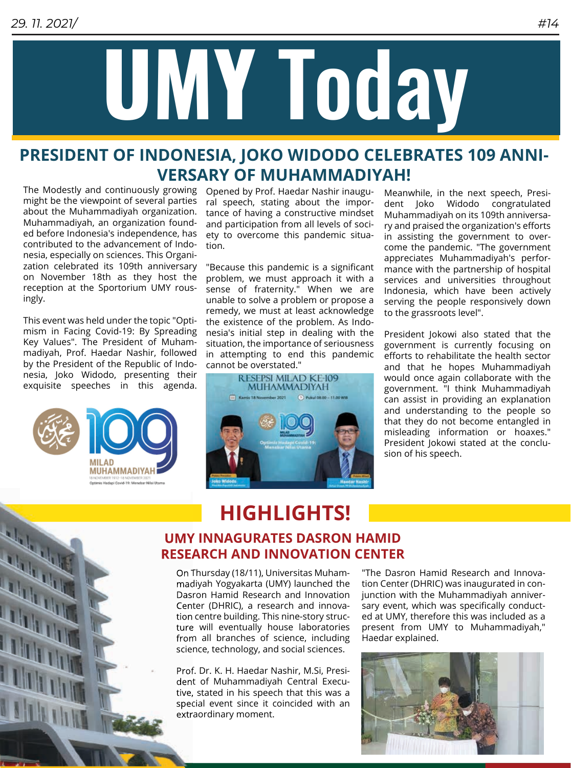29. 11. 2021/ #14

# UMY Today

## PRESIDENT OF INDONESIA, JOKO WIDODO CELEBRATES 109 ANNIVERSARY OF MUHAMMADIYAH!

The Modestly and continuously growing might be the viewpoint of several parties about the Muhammadiyah organization. Muhammadiyah, an organization founded before Indonesia's independence, has contributed to the advancement of Indonesia, especially on sciences. This Organization celebrated its 109th anniversary on November 18th as they host the reception at the Sportorium UMY rousingly.

This event was held under the topic "Optimism in Facing Covid-19: By Spreading Key Values". The President of Muhammadiyah, Prof. Haedar Nashir, followed by the President of the Republic of Indonesia, Joko Widodo, presenting their exquisite speeches in this agenda.

Opened by Prof. Haedar Nashir inaugural speech, stating about the importance of having a constructive mindset and participation from all levels of society to overcome this pandemic situation.

"Because this pandemic is a significant problem, we must approach it with a sense of fraternity." When we are unable to solve a problem or propose a remedy, we must at least acknowledge the existence of the problem. As Indonesia's initial step in dealing with the situation, the importance of seriousness in attempting to end this pandemic cannot be overstated."

Meanwhile, in the next speech, President Joko Widodo congratulated Muhammadiyah on its 109th anniversary and praised the organization's efforts in assisting the government to overcome the pandemic. "The government appreciates Muhammadiyah's performance with the partnership of hospital services and universities throughout Indonesia, which have been actively serving the people responsively down to the grassroots level".

President Jokowi also stated that the government is currently focusing on efforts to rehabilitate the health sector and that he hopes Muhammadiyah would once again collaborate with the government. "I think Muhammadiyah can assist in providing an explanation and understanding to the people so that they do not become entangled in misleading information or hoaxes." President Jokowi stated at the conclusion of his speech.

## HIGHLIGHTS!

### UMY INNAGURATES DASRON HAMID RESEARCH AND INNOVATION CENTER

On Thursday (18/11), Universitas Muhammadiyah Yogyakarta (UMY) launched the Dasron Hamid Research and Innovation Center (DHRIC), a research and innovation centre building. This nine-story structure will eventually house laboratories from all branches of science, including science, technology, and social sciences.

Prof. Dr. K. H. Haedar Nashir, M.Si, President of Muhammadiyah Central Executive, stated in his speech that this was a special event since it coincided with an extraordinary moment.

"The Dasron Hamid Research and Innovation Center (DHRIC) was inaugurated in conjunction with the Muhammadiyah anniversary event, which was specifically conducted at UMY, therefore this was included as a present from UMY to Muhammadiyah," Haedar explained.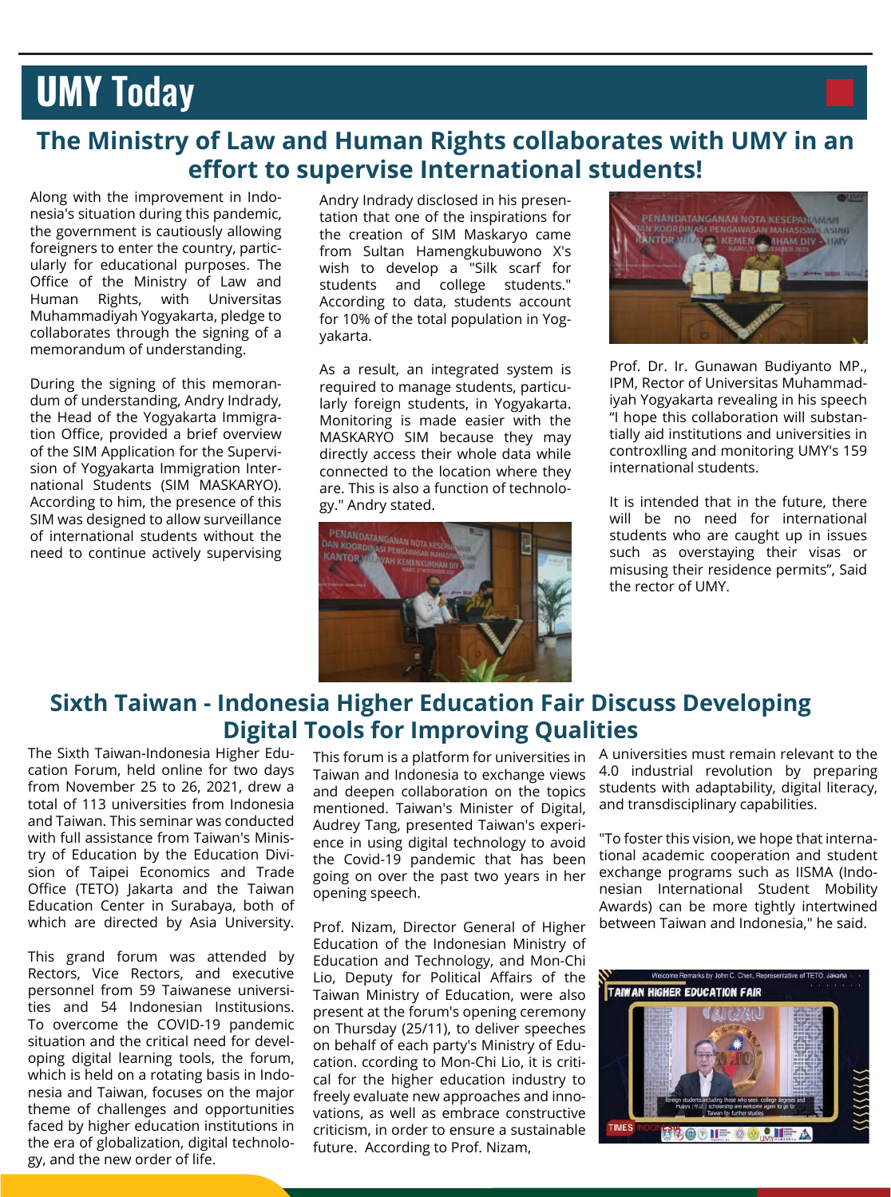# UMY Today

## The Ministry of Law and Human Rights collaborates with UMY in an effort to supervise International students!

Along with the improvement in Indonesia's situation during this pandemic, the government is cautiously allowing foreigners to enter the country, particularly for educational purposes. The Office of the Ministry of Law and Human Rights, with Universitas Muhammadiyah Yogyakarta, pledge to collaborates through the signing of a memorandum of understanding.

During the signing of this memorandum of understanding, Andry Indrady, the Head of the Yogyakarta Immigration Office, provided a brief overview of the SIM Application for the Supervision of Yogyakarta Immigration International Students (SIM MASKARYO). According to him, the presence of this SIM was designed to allow surveillance of international students without the need to continue actively supervising

Andry Indrady disclosed in his presentation that one of the inspirations for the creation of SIM Maskaryo came from Sultan Hamengkubuwono X's wish to develop a "Silk scarf for students and college students." According to data, students account for 10% of the total population in Yogyakarta.

As a result, an integrated system is required to manage students, particularly foreign students, in Yogyakarta. Monitoring is made easier with the MASKARYO SIM because they may directly access their whole data while connected to the location where they are. This is also a function of technology." Andry stated.

Prof. Dr. Ir. Gunawan Budiyanto MP., IPM, Rector of Universitas Muhammadiyah Yogyakarta revealing in his speech "I hope this collaboration will substantially aid institutions and universities in controxlling and monitoring UMY's 159 international students.

It is intended that in the future, there will be no need for international students who are caught up in issues such as overstaying their visas or misusing their residence permits", Said the rector of UMY.

## Sixth Taiwan - Indonesia Higher Education Fair Discuss Developing Digital Tools for Improving Qualities

The Sixth Taiwan-Indonesia Higher Education Forum, held online for two days from November 25 to 26, 2021, drew a total of 113 universities from Indonesia and Taiwan. This seminar was conducted with full assistance from Taiwan's Ministry of Education by the Education Division of Taipei Economics and Trade Office (TETO) Jakarta and the Taiwan Education Center in Surabaya, both of which are directed by Asia University.

This grand forum was attended by Rectors, Vice Rectors, and executive personnel from 59 Taiwanese universities and 54 Indonesian Institusions. To overcome the COVID-19 pandemic situation and the critical need for developing digital learning tools, the forum, which is held on a rotating basis in Indonesia and Taiwan, focuses on the major theme of challenges and opportunities faced by higher education institutions in the era of globalization, digital technology, and the new order of life.

This forum is a platform for universities in Taiwan and Indonesia to exchange views and deepen collaboration on the topics mentioned. Taiwan's Minister of Digital, Audrey Tang, presented Taiwan's experience in using digital technology to avoid the Covid-19 pandemic that has been going on over the past two years in her opening speech.

Prof. Nizam, Director General of Higher Education of the Indonesian Ministry of Education and Technology, and Mon-Chi Lio, Deputy for Political Affairs of the Taiwan Ministry of Education, were also present at the forum's opening ceremony on Thursday (25/11), to deliver speeches on behalf of each party's Ministry of Education. ccording to Mon-Chi Lio, it is critical for the higher education industry to freely evaluate new approaches and innovations, as well as embrace constructive criticism, in order to ensure a sustainable future. According to Prof. Nizam,

A universities must remain relevant to the 4.0 industrial revolution by preparing students with adaptability, digital literacy, and transdisciplinary capabilities.

"To foster this vision, we hope that international academic cooperation and student exchange programs such as IISMA (Indonesian International Student Mobility Awards) can be more tightly intertwined between Taiwan and Indonesia," he said.